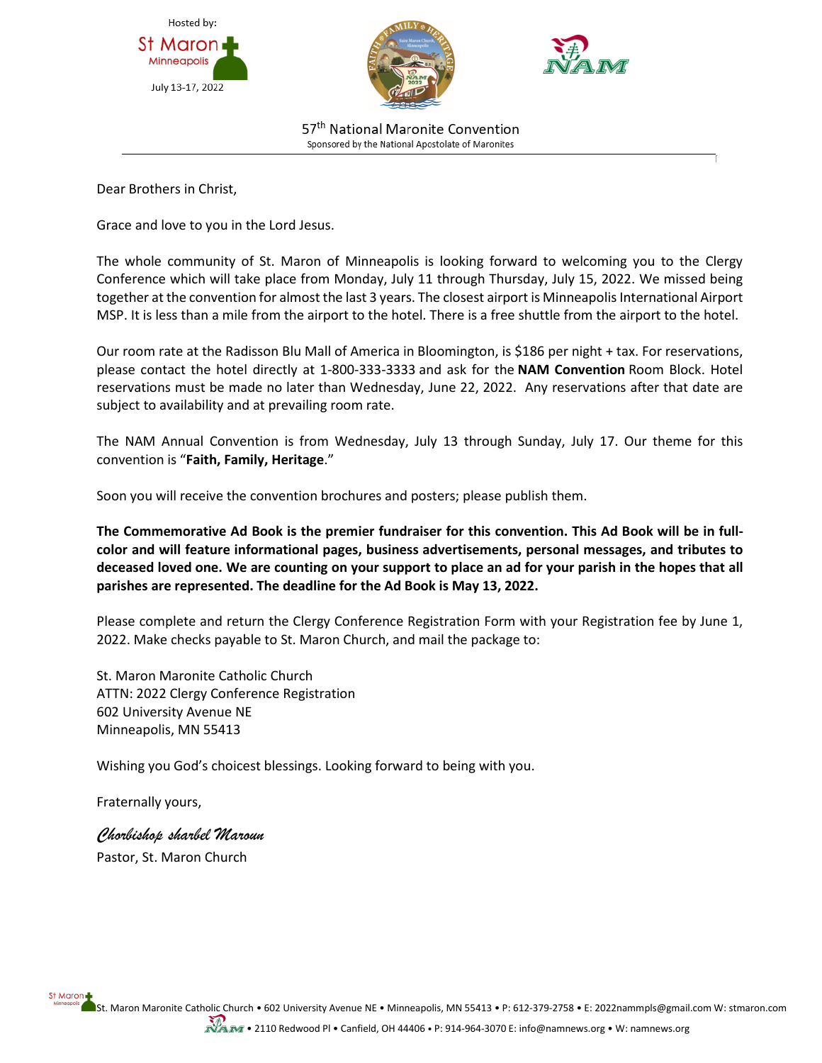Hosted by:

St Maron Minneapolis

July 13-17, 2022

57th National Maronite Convention

Sponsored by the National Apostolate of Maronites

Dear Brothers in Christ,

Grace and love to you in the Lord Jesus.

The whole community of St. Maron of Minneapolis is looking forward to welcoming you to the Clergy Conference which will take place from Monday, July 11 through Thursday, July 15, 2022. We missed being together at the convention for almost the last 3 years. The closest airport is Minneapolis International Airport MSP. It is less than a mile from the airport to the hotel. There is a free shuttle from the airport to the hotel.

Our room rate at the Radisson Blu Mall of America in Bloomington, is $186 per night + tax. For reservations, please contact the hotel directly at 1-800-333-3333 and ask for the **NAM Convention** Room Block. Hotel reservations must be made no later than Wednesday, June 22, 2022. Any reservations after that date are subject to availability and at prevailing room rate.

The NAM Annual Convention is from Wednesday, July 13 through Sunday, July 17. Our theme for this convention is "**Faith, Family, Heritage**."

Soon you will receive the convention brochures and posters; please publish them.

**The Commemorative Ad Book is the premier fundraiser for this convention. This Ad Book will be in full-color and will feature informational pages, business advertisements, personal messages, and tributes to deceased loved one. We are counting on your support to place an ad for your parish in the hopes that all parishes are represented. The deadline for the Ad Book is May 13, 2022.**

Please complete and return the Clergy Conference Registration Form with your Registration fee by June 1, 2022. Make checks payable to St. Maron Church, and mail the package to:

St. Maron Maronite Catholic Church
ATTN: 2022 Clergy Conference Registration
602 University Avenue NE
Minneapolis, MN 55413

Wishing you God's choicest blessings. Looking forward to being with you.

Fraternally yours,

*Chorbishop sharbel Maroun*
Pastor, St. Maron Church

St. Maron Maronite Catholic Church • 602 University Avenue NE • Minneapolis, MN 55413 • P: 612-379-2758 • E: 2022nammpls@gmail.com W: stmaron.com

NAM • 2110 Redwood Pl • Canfield, OH 44406 • P: 914-964-3070 E: info@namnews.org • W: namnews.org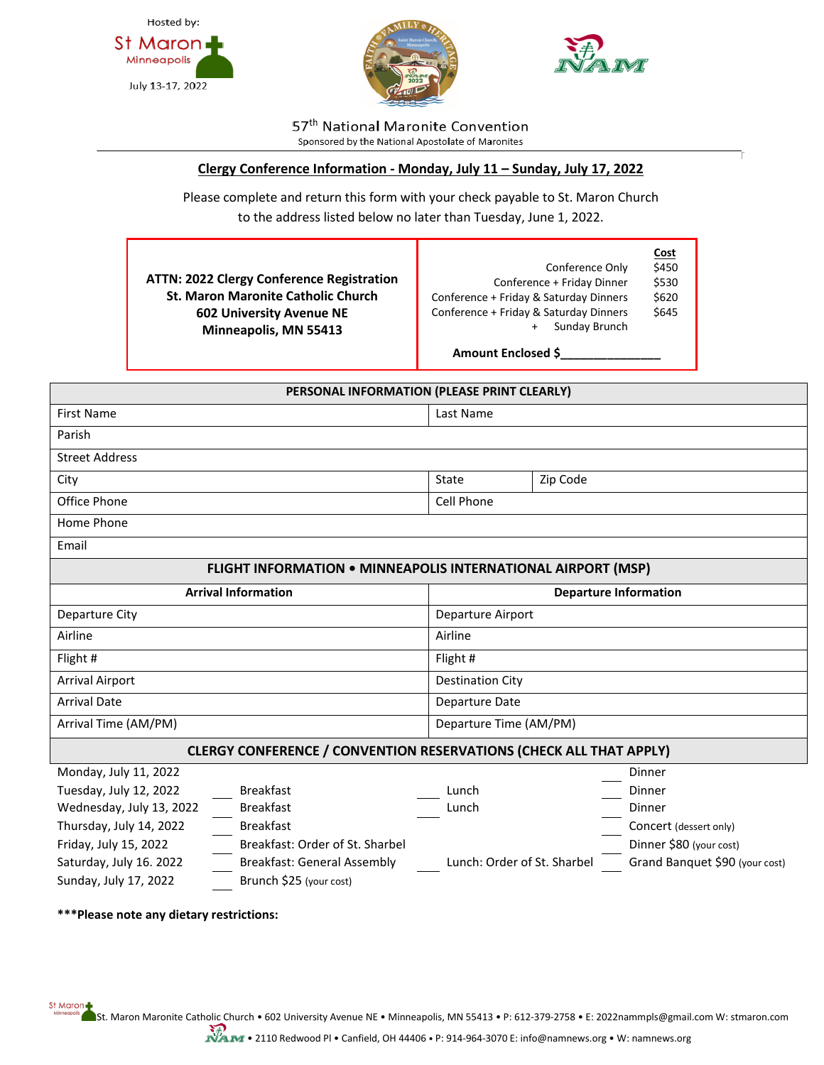Hosted by:

St Maron
Minneapolis

July 13-17, 2022

57th National Maronite Convention

Sponsored by the National Apostolate of Maronites

## Clergy Conference Information - Monday, July 11 – Sunday, July 17, 2022

Please complete and return this form with your check payable to St. Maron Church to the address listed below no later than Tuesday, June 1, 2022.

**ATTN: 2022 Clergy Conference Registration**
**St. Maron Maronite Catholic Church**
**602 University Avenue NE**
**Minneapolis, MN 55413**

| | Cost |
|---|---|
| Conference Only | $450 |
| Conference + Friday Dinner | $530 |
| Conference + Friday & Saturday Dinners | $620 |
| Conference + Friday & Saturday Dinners + Sunday Brunch | $645 |

**Amount Enclosed $_______________**

| PERSONAL INFORMATION (PLEASE PRINT CLEARLY) | | |
|---|---|---|
| First Name | Last Name | |
| Parish | | |
| Street Address | | |
| City | State | Zip Code |
| Office Phone | Cell Phone | |
| Home Phone | | |
| Email | | |

| FLIGHT INFORMATION • MINNEAPOLIS INTERNATIONAL AIRPORT (MSP) | |
|---|---|
| **Arrival Information** | **Departure Information** |
| Departure City | Departure Airport |
| Airline | Airline |
| Flight # | Flight # |
| Arrival Airport | Destination City |
| Arrival Date | Departure Date |
| Arrival Time (AM/PM) | Departure Time (AM/PM) |

| CLERGY CONFERENCE / CONVENTION RESERVATIONS (CHECK ALL THAT APPLY) | | | |
|---|---|---|---|
| Monday, July 11, 2022 | | | ___ Dinner |
| Tuesday, July 12, 2022 | ___ Breakfast | ___ Lunch | ___ Dinner |
| Wednesday, July 13, 2022 | ___ Breakfast | ___ Lunch | ___ Dinner |
| Thursday, July 14, 2022 | ___ Breakfast | | ___ Concert (dessert only) |
| Friday, July 15, 2022 | ___ Breakfast: Order of St. Sharbel | | ___ Dinner $80 (your cost) |
| Saturday, July 16. 2022 | ___ Breakfast: General Assembly | ___ Lunch: Order of St. Sharbel | ___ Grand Banquet $90 (your cost) |
| Sunday, July 17, 2022 | ___ Brunch $25 (your cost) | | |

**\*\*\*Please note any dietary restrictions:**

St. Maron Maronite Catholic Church • 602 University Avenue NE • Minneapolis, MN 55413 • P: 612-379-2758 • E: 2022nammpls@gmail.com W: stmaron.com

NAM • 2110 Redwood Pl • Canfield, OH 44406 • P: 914-964-3070 E: info@namnews.org • W: namnews.org